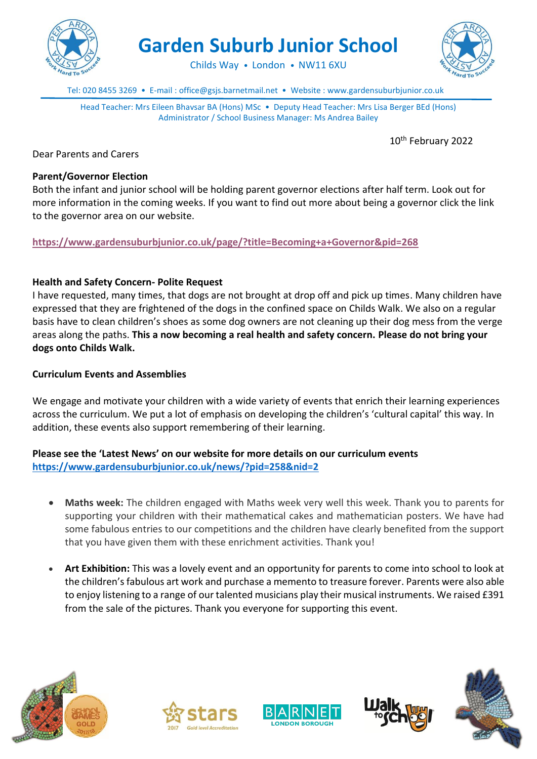# Garden Suburb Junior School

Childs Way • London • NW11 6XU

Tel: 020 8455 3269 • E-mail : office@gsjs.barnetmail.net • Website : www.gardensuburbjunior.co.uk

Head Teacher: Mrs Eileen Bhavsar BA (Hons) MSc • Deputy Head Teacher: Mrs Lisa Berger BEd (Hons)
Administrator / School Business Manager: Ms Andrea Bailey

10th February 2022

Dear Parents and Carers

**Parent/Governor Election**

Both the infant and junior school will be holding parent governor elections after half term. Look out for more information in the coming weeks. If you want to find out more about being a governor click the link to the governor area on our website.

**https://www.gardensuburbjunior.co.uk/page/?title=Becoming+a+Governor&pid=268**

**Health and Safety Concern- Polite Request**

I have requested, many times, that dogs are not brought at drop off and pick up times. Many children have expressed that they are frightened of the dogs in the confined space on Childs Walk. We also on a regular basis have to clean children's shoes as some dog owners are not cleaning up their dog mess from the verge areas along the paths. **This a now becoming a real health and safety concern. Please do not bring your dogs onto Childs Walk.**

**Curriculum Events and Assemblies**

We engage and motivate your children with a wide variety of events that enrich their learning experiences across the curriculum. We put a lot of emphasis on developing the children's 'cultural capital' this way. In addition, these events also support remembering of their learning.

**Please see the 'Latest News' on our website for more details on our curriculum events**
**https://www.gardensuburbjunior.co.uk/news/?pid=258&nid=2**

- **Maths week:** The children engaged with Maths week very well this week. Thank you to parents for supporting your children with their mathematical cakes and mathematician posters. We have had some fabulous entries to our competitions and the children have clearly benefited from the support that you have given them with these enrichment activities. Thank you!

- **Art Exhibition:** This was a lovely event and an opportunity for parents to come into school to look at the children's fabulous art work and purchase a memento to treasure forever. Parents were also able to enjoy listening to a range of our talented musicians play their musical instruments. We raised £391 from the sale of the pictures. Thank you everyone for supporting this event.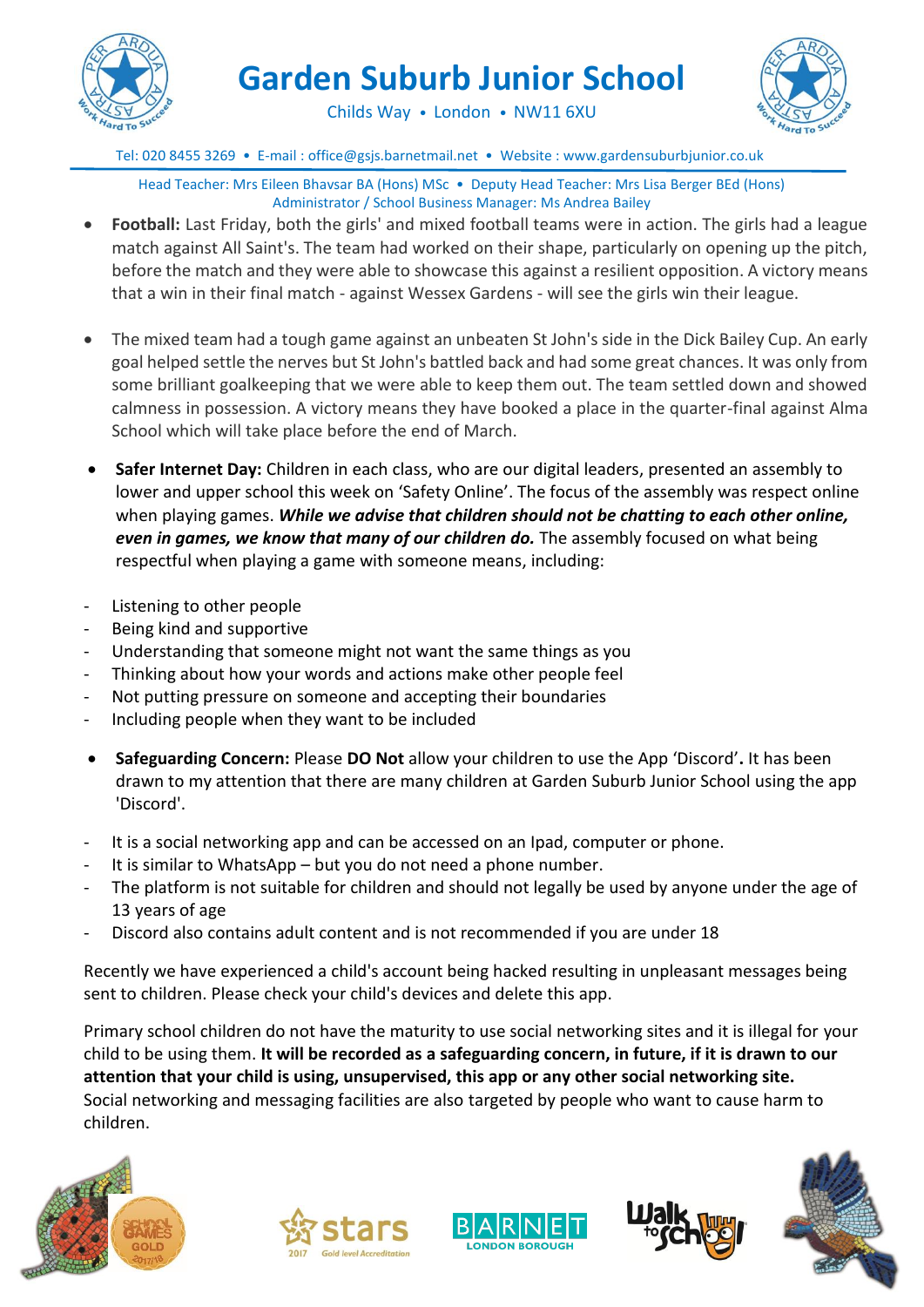- **Football:** Last Friday, both the girls' and mixed football teams were in action. The girls had a league match against All Saint's. The team had worked on their shape, particularly on opening up the pitch, before the match and they were able to showcase this against a resilient opposition. A victory means that a win in their final match - against Wessex Gardens - will see the girls win their league.

- The mixed team had a tough game against an unbeaten St John's side in the Dick Bailey Cup. An early goal helped settle the nerves but St John's battled back and had some great chances. It was only from some brilliant goalkeeping that we were able to keep them out. The team settled down and showed calmness in possession. A victory means they have booked a place in the quarter-final against Alma School which will take place before the end of March.

- **Safer Internet Day:** Children in each class, who are our digital leaders, presented an assembly to lower and upper school this week on 'Safety Online'. The focus of the assembly was respect online when playing games. ***While we advise that children should not be chatting to each other online, even in games, we know that many of our children do.*** The assembly focused on what being respectful when playing a game with someone means, including:

- Listening to other people
- Being kind and supportive
- Understanding that someone might not want the same things as you
- Thinking about how your words and actions make other people feel
- Not putting pressure on someone and accepting their boundaries
- Including people when they want to be included

- **Safeguarding Concern:** Please **DO Not** allow your children to use the App 'Discord'**.** It has been drawn to my attention that there are many children at Garden Suburb Junior School using the app 'Discord'.

- It is a social networking app and can be accessed on an Ipad, computer or phone.
- It is similar to WhatsApp – but you do not need a phone number.
- The platform is not suitable for children and should not legally be used by anyone under the age of 13 years of age
- Discord also contains adult content and is not recommended if you are under 18

Recently we have experienced a child's account being hacked resulting in unpleasant messages being sent to children. Please check your child's devices and delete this app.

Primary school children do not have the maturity to use social networking sites and it is illegal for your child to be using them. **It will be recorded as a safeguarding concern, in future, if it is drawn to our attention that your child is using, unsupervised, this app or any other social networking site.** Social networking and messaging facilities are also targeted by people who want to cause harm to children.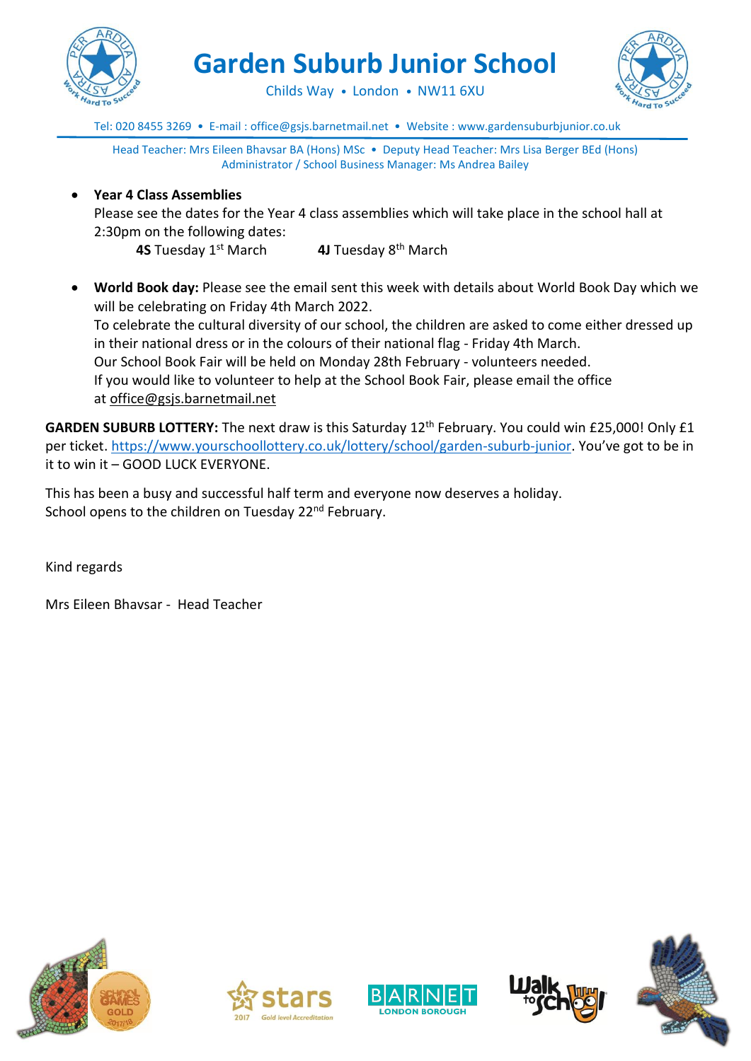# Garden Suburb Junior School

Childs Way • London • NW11 6XU

Tel: 020 8455 3269 • E-mail : office@gsjs.barnetmail.net • Website : www.gardensuburbjunior.co.uk

Head Teacher: Mrs Eileen Bhavsar BA (Hons) MSc • Deputy Head Teacher: Mrs Lisa Berger BEd (Hons)
Administrator / School Business Manager: Ms Andrea Bailey

- **Year 4 Class Assemblies**
  Please see the dates for the Year 4 class assemblies which will take place in the school hall at 2:30pm on the following dates:
  **4S** Tuesday 1st March    **4J** Tuesday 8th March

- **World Book day:** Please see the email sent this week with details about World Book Day which we will be celebrating on Friday 4th March 2022.
  To celebrate the cultural diversity of our school, the children are asked to come either dressed up in their national dress or in the colours of their national flag - Friday 4th March.
  Our School Book Fair will be held on Monday 28th February - volunteers needed.
  If you would like to volunteer to help at the School Book Fair, please email the office at office@gsjs.barnetmail.net

**GARDEN SUBURB LOTTERY:** The next draw is this Saturday 12th February. You could win £25,000! Only £1 per ticket. https://www.yourschoollottery.co.uk/lottery/school/garden-suburb-junior. You've got to be in it to win it – GOOD LUCK EVERYONE.

This has been a busy and successful half term and everyone now deserves a holiday.
School opens to the children on Tuesday 22nd February.

Kind regards

Mrs Eileen Bhavsar - Head Teacher